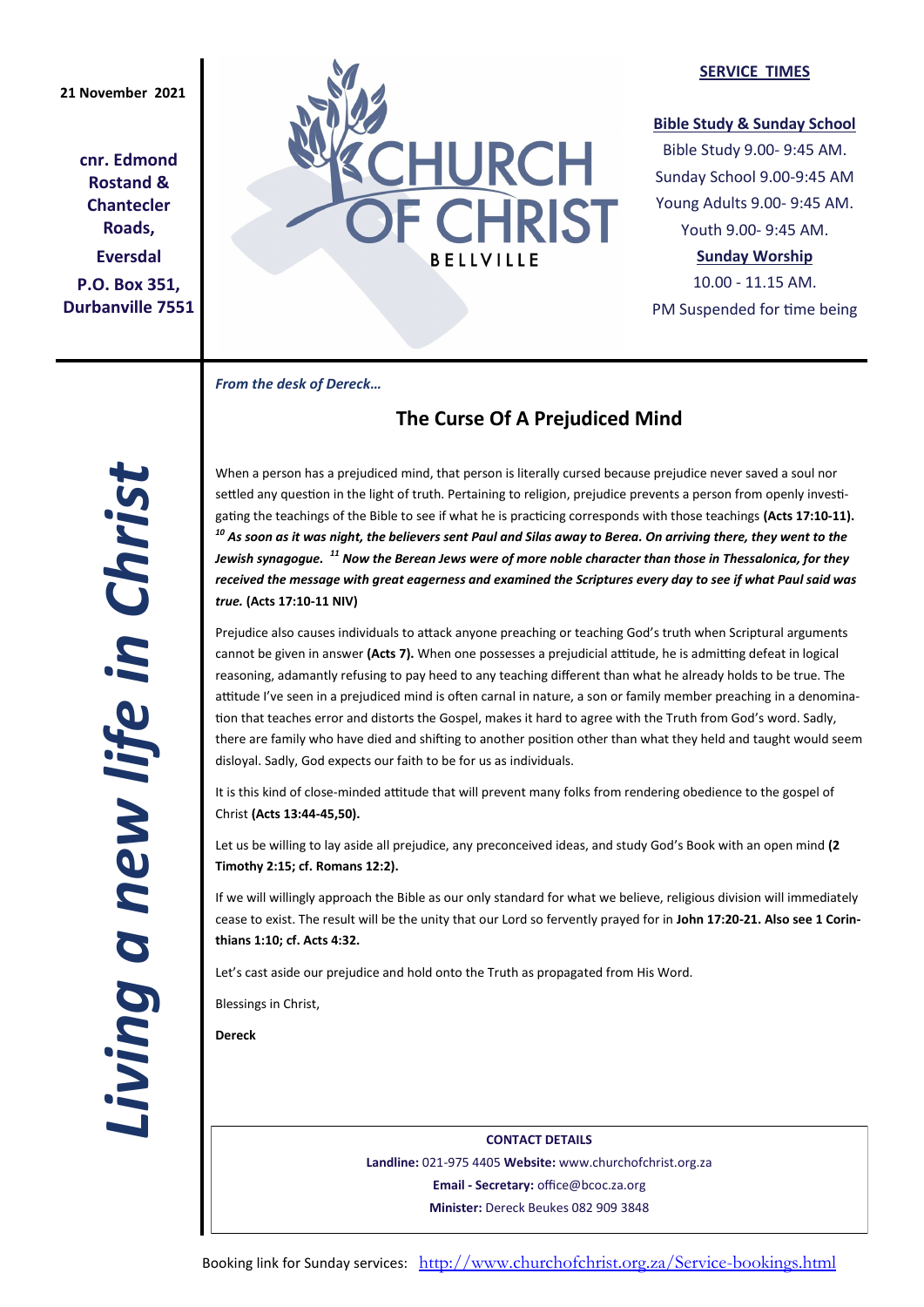21 November 2021

**cnr. Edmond Rostand & Chantecler Roads,**

**Eversdal**

**P.O. Box 351, Durbanville 7551**

# CHURCH OF CHRIST BELLVILLE

**SERVICE TIMES**

**Bible Study & Sunday School**

Bible Study 9.00- 9:45 AM.
Sunday School 9.00-9:45 AM
Young Adults 9.00- 9:45 AM.
Youth 9.00- 9:45 AM.

**Sunday Worship**

10.00 - 11.15 AM.
PM Suspended for time being

*Living a new life in Christ*

*From the desk of Dereck…*

## The Curse Of A Prejudiced Mind

When a person has a prejudiced mind, that person is literally cursed because prejudice never saved a soul nor settled any question in the light of truth. Pertaining to religion, prejudice prevents a person from openly investigating the teachings of the Bible to see if what he is practicing corresponds with those teachings **(Acts 17:10-11).** ***[10] As soon as it was night, the believers sent Paul and Silas away to Berea. On arriving there, they went to the Jewish synagogue. [11] Now the Berean Jews were of more noble character than those in Thessalonica, for they received the message with great eagerness and examined the Scriptures every day to see if what Paul said was true.*** **(Acts 17:10-11 NIV)**

Prejudice also causes individuals to attack anyone preaching or teaching God's truth when Scriptural arguments cannot be given in answer **(Acts 7).** When one possesses a prejudicial attitude, he is admitting defeat in logical reasoning, adamantly refusing to pay heed to any teaching different than what he already holds to be true. The attitude I've seen in a prejudiced mind is often carnal in nature, a son or family member preaching in a denomination that teaches error and distorts the Gospel, makes it hard to agree with the Truth from God's word. Sadly, there are family who have died and shifting to another position other than what they held and taught would seem disloyal. Sadly, God expects our faith to be for us as individuals.

It is this kind of close-minded attitude that will prevent many folks from rendering obedience to the gospel of Christ **(Acts 13:44-45,50).**

Let us be willing to lay aside all prejudice, any preconceived ideas, and study God's Book with an open mind **(2 Timothy 2:15; cf. Romans 12:2).**

If we will willingly approach the Bible as our only standard for what we believe, religious division will immediately cease to exist. The result will be the unity that our Lord so fervently prayed for in **John 17:20-21. Also see 1 Corinthians 1:10; cf. Acts 4:32.**

Let's cast aside our prejudice and hold onto the Truth as propagated from His Word.

Blessings in Christ,

**Dereck**

**CONTACT DETAILS**

**Landline:** 021-975 4405 **Website:** www.churchofchrist.org.za

**Email - Secretary:** office@bcoc.za.org

**Minister:** Dereck Beukes 082 909 3848

Booking link for Sunday services: http://www.churchofchrist.org.za/Service-bookings.html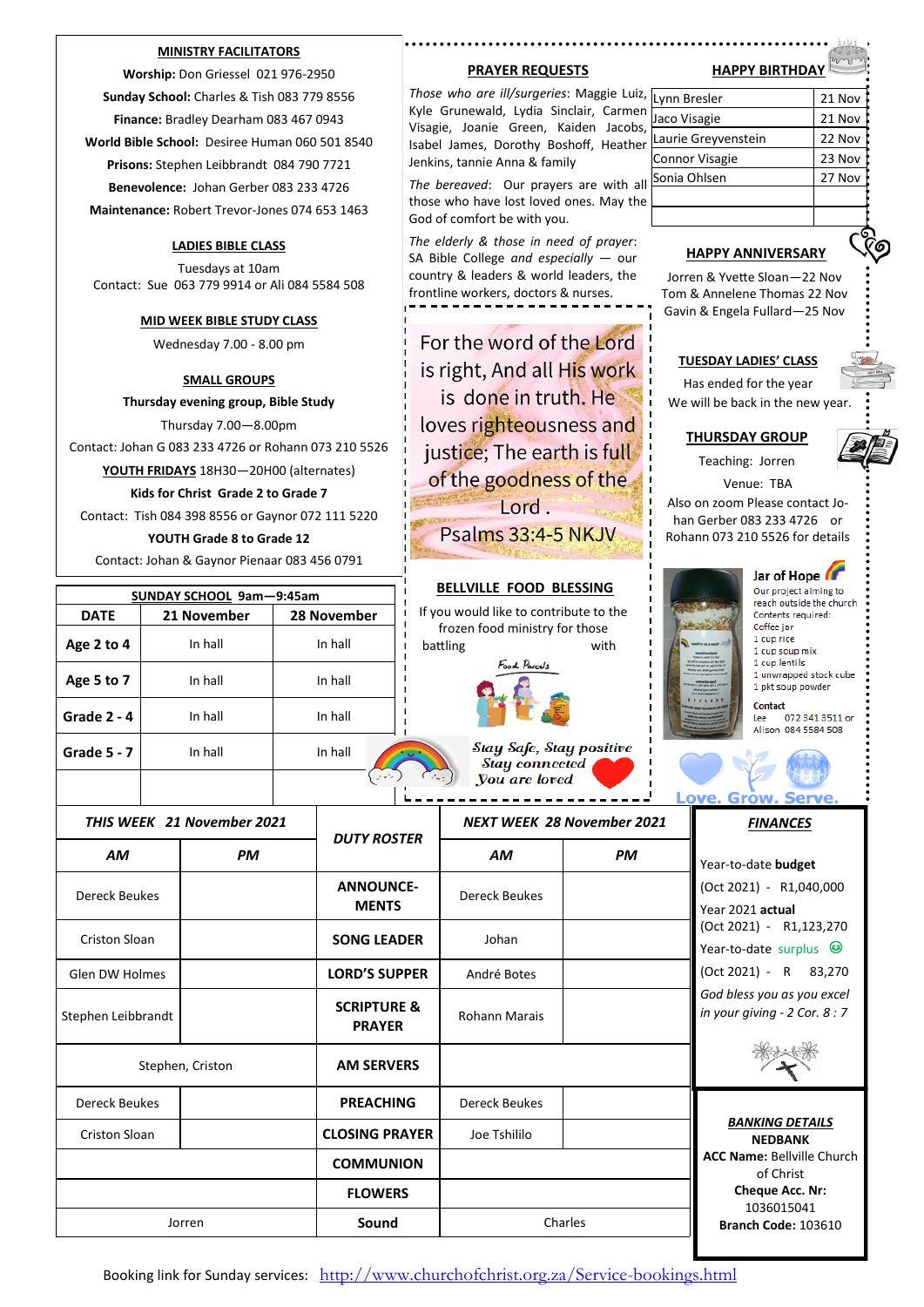## MINISTRY FACILITATORS

**Worship:** Don Griessel 021 976-2950

**Sunday School:** Charles & Tish 083 779 8556

**Finance:** Bradley Dearham 083 467 0943

**World Bible School:** Desiree Human 060 501 8540

**Prisons:** Stephen Leibbrandt 084 790 7721

**Benevolence:** Johan Gerber 083 233 4726

**Maintenance:** Robert Trevor-Jones 074 653 1463

## LADIES BIBLE CLASS

Tuesdays at 10am

Contact: Sue 063 779 9914 or Ali 084 5584 508

## MID WEEK BIBLE STUDY CLASS

Wednesday 7.00 - 8.00 pm

## SMALL GROUPS

**Thursday evening group, Bible Study**

Thursday 7.00—8.00pm

Contact: Johan G 083 233 4726 or Rohann 073 210 5526

**YOUTH FRIDAYS** 18H30—20H00 (alternates)

**Kids for Christ Grade 2 to Grade 7**

Contact: Tish 084 398 8556 or Gaynor 072 111 5220

**YOUTH Grade 8 to Grade 12**

Contact: Johan & Gaynor Pienaar 083 456 0791

## PRAYER REQUESTS

*Those who are ill/surgeries*: Maggie Luiz, Kyle Grunewald, Lydia Sinclair, Carmen Visagie, Joanie Green, Kaiden Jacobs, Isabel James, Dorothy Boshoff, Heather Jenkins, tannie Anna & family

*The bereaved*: Our prayers are with all those who have lost loved ones. May the God of comfort be with you.

*The elderly & those in need of prayer*: SA Bible College *and especially* — our country & leaders & world leaders, the frontline workers, doctors & nurses.

## HAPPY BIRTHDAY

| | |
|---|---|
| Lynn Bresler | 21 Nov |
| Jaco Visagie | 21 Nov |
| Laurie Greyvenstein | 22 Nov |
| Connor Visagie | 23 Nov |
| Sonia Ohlsen | 27 Nov |

## HAPPY ANNIVERSARY

Jorren & Yvette Sloan—22 Nov
Tom & Annelene Thomas 22 Nov
Gavin & Engela Fullard—25 Nov

For the word of the Lord is right, And all His work is done in truth. He loves righteousness and justice; The earth is full of the goodness of the Lord . Psalms 33:4-5 NKJV

## TUESDAY LADIES' CLASS

Has ended for the year
We will be back in the new year.

## THURSDAY GROUP

Teaching: Jorren

Venue: TBA

Also on zoom Please contact Johan Gerber 083 233 4726 or Rohann 073 210 5526 for details

## BELLVILLE FOOD BLESSING

If you would like to contribute to the frozen food ministry for those battling with

Food Parcels

**Jar of Hope**

Our project aiming to reach outside the church
Contents required:
Coffee jar
1 cup rice
1 cup soup mix
1 cup lentils
1 unwrapped stock cube
1 pkt soup powder

**Contact**
lee 072 341 3511 or
Alison 084 5584 508

Stay Safe, Stay positive
Stay connected
You are loved

Love. Grow. Serve.

## SUNDAY SCHOOL 9am—9:45am

| DATE | 21 November | 28 November |
|---|---|---|
| Age 2 to 4 | In hall | In hall |
| Age 5 to 7 | In hall | In hall |
| Grade 2 - 4 | In hall | In hall |
| Grade 5 - 7 | In hall | In hall |
| | | |

## DUTY ROSTER

| THIS WEEK 21 November 2021 AM | THIS WEEK 21 November 2021 PM | DUTY ROSTER | NEXT WEEK 28 November 2021 AM | NEXT WEEK 28 November 2021 PM |
|---|---|---|---|---|
| Dereck Beukes | | ANNOUNCE-MENTS | Dereck Beukes | |
| Criston Sloan | | SONG LEADER | Johan | |
| Glen DW Holmes | | LORD'S SUPPER | André Botes | |
| Stephen Leibbrandt | | SCRIPTURE & PRAYER | Rohann Marais | |
| Stephen, Criston | | AM SERVERS | | |
| Dereck Beukes | | PREACHING | Dereck Beukes | |
| Criston Sloan | | CLOSING PRAYER | Joe Tshililo | |
| | | COMMUNION | | |
| | | FLOWERS | | |
| Jorren | | Sound | Charles | |

## FINANCES

Year-to-date **budget**
(Oct 2021) - R1,040,000

Year 2021 **actual**
(Oct 2021) - R1,123,270

Year-to-date surplus
(Oct 2021) - R 83,270

*God bless you as you excel in your giving - 2 Cor. 8 : 7*

## BANKING DETAILS

**NEDBANK**
**ACC Name:** Bellville Church of Christ
**Cheque Acc. Nr:** 1036015041
**Branch Code:** 103610

Booking link for Sunday services: http://www.churchofchrist.org.za/Service-bookings.html